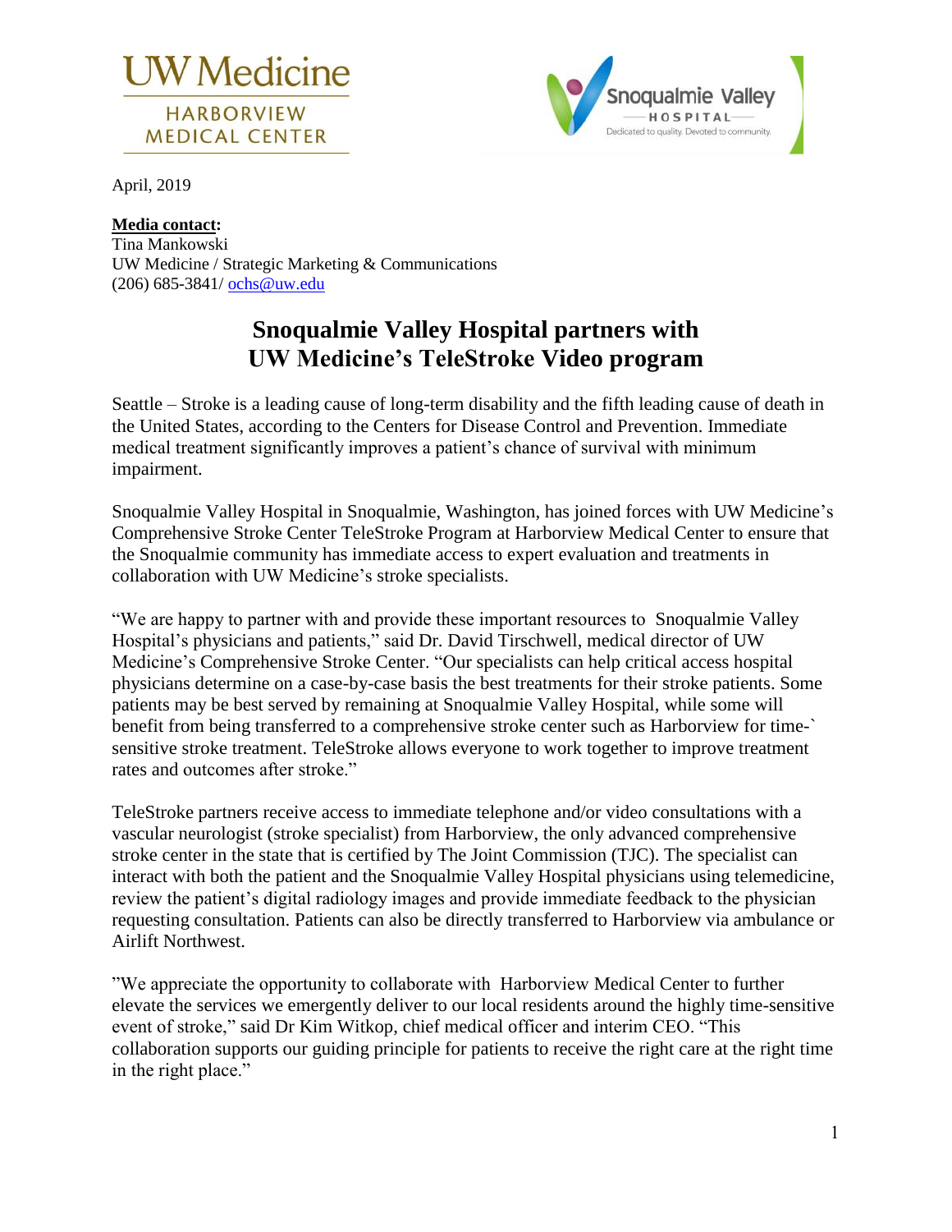UW Medicine
HARBORVIEW MEDICAL CENTER

Snoqualmie Valley HOSPITAL
Dedicated to quality. Devoted to community.

April, 2019

**Media contact:**
Tina Mankowski
UW Medicine / Strategic Marketing & Communications
(206) 685-3841/ ochs@uw.edu

# Snoqualmie Valley Hospital partners with UW Medicine's TeleStroke Video program

Seattle – Stroke is a leading cause of long-term disability and the fifth leading cause of death in the United States, according to the Centers for Disease Control and Prevention. Immediate medical treatment significantly improves a patient's chance of survival with minimum impairment.

Snoqualmie Valley Hospital in Snoqualmie, Washington, has joined forces with UW Medicine's Comprehensive Stroke Center TeleStroke Program at Harborview Medical Center to ensure that the Snoqualmie community has immediate access to expert evaluation and treatments in collaboration with UW Medicine's stroke specialists.

"We are happy to partner with and provide these important resources to Snoqualmie Valley Hospital's physicians and patients," said Dr. David Tirschwell, medical director of UW Medicine's Comprehensive Stroke Center. "Our specialists can help critical access hospital physicians determine on a case-by-case basis the best treatments for their stroke patients. Some patients may be best served by remaining at Snoqualmie Valley Hospital, while some will benefit from being transferred to a comprehensive stroke center such as Harborview for time-` sensitive stroke treatment. TeleStroke allows everyone to work together to improve treatment rates and outcomes after stroke."

TeleStroke partners receive access to immediate telephone and/or video consultations with a vascular neurologist (stroke specialist) from Harborview, the only advanced comprehensive stroke center in the state that is certified by The Joint Commission (TJC). The specialist can interact with both the patient and the Snoqualmie Valley Hospital physicians using telemedicine, review the patient's digital radiology images and provide immediate feedback to the physician requesting consultation. Patients can also be directly transferred to Harborview via ambulance or Airlift Northwest.

"We appreciate the opportunity to collaborate with Harborview Medical Center to further elevate the services we emergently deliver to our local residents around the highly time-sensitive event of stroke," said Dr Kim Witkop, chief medical officer and interim CEO. "This collaboration supports our guiding principle for patients to receive the right care at the right time in the right place."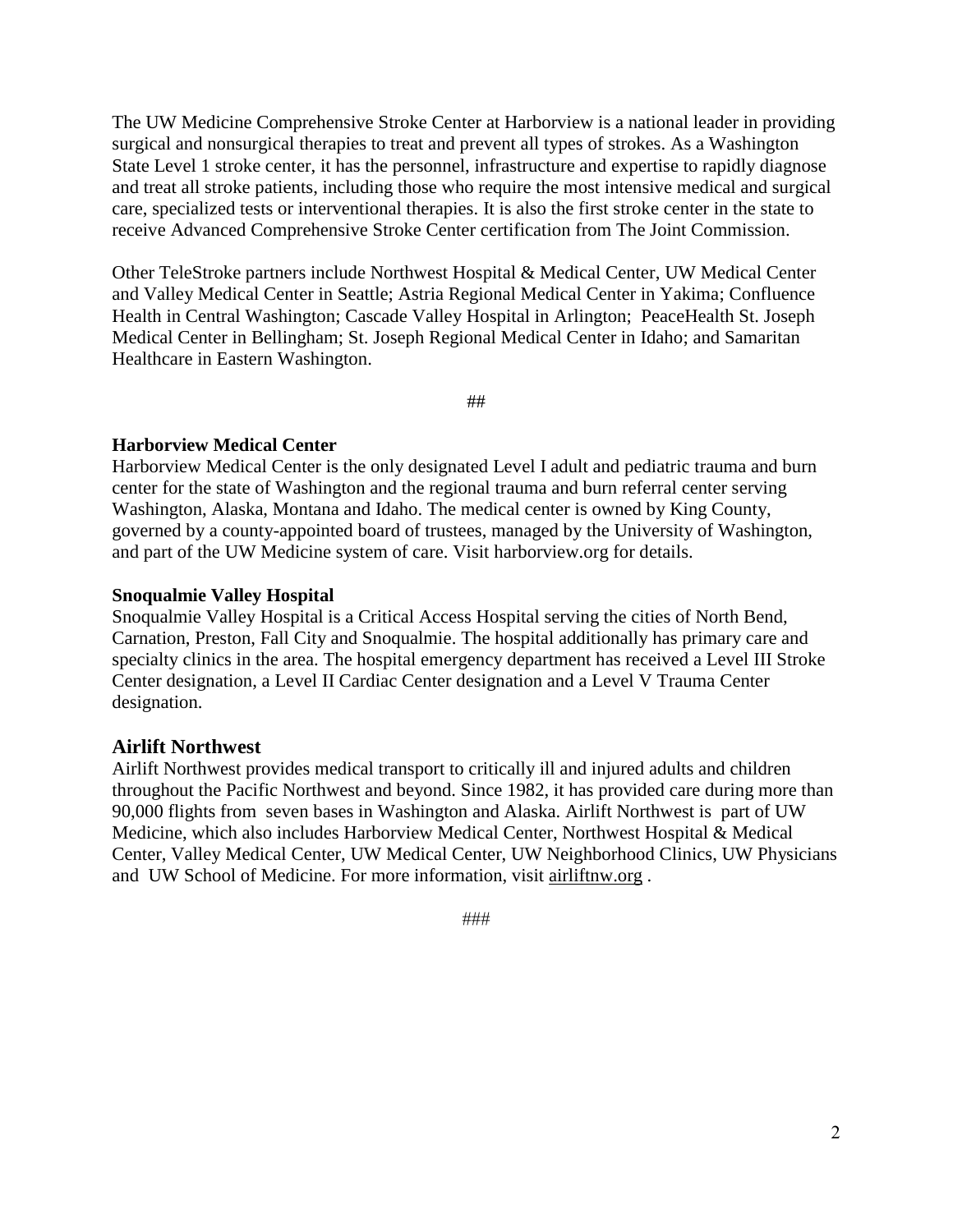The UW Medicine Comprehensive Stroke Center at Harborview is a national leader in providing surgical and nonsurgical therapies to treat and prevent all types of strokes. As a Washington State Level 1 stroke center, it has the personnel, infrastructure and expertise to rapidly diagnose and treat all stroke patients, including those who require the most intensive medical and surgical care, specialized tests or interventional therapies. It is also the first stroke center in the state to receive Advanced Comprehensive Stroke Center certification from The Joint Commission.

Other TeleStroke partners include Northwest Hospital & Medical Center, UW Medical Center and Valley Medical Center in Seattle; Astria Regional Medical Center in Yakima; Confluence Health in Central Washington; Cascade Valley Hospital in Arlington; PeaceHealth St. Joseph Medical Center in Bellingham; St. Joseph Regional Medical Center in Idaho; and Samaritan Healthcare in Eastern Washington.

##

**Harborview Medical Center**

Harborview Medical Center is the only designated Level I adult and pediatric trauma and burn center for the state of Washington and the regional trauma and burn referral center serving Washington, Alaska, Montana and Idaho. The medical center is owned by King County, governed by a county-appointed board of trustees, managed by the University of Washington, and part of the UW Medicine system of care. Visit harborview.org for details.

**Snoqualmie Valley Hospital**

Snoqualmie Valley Hospital is a Critical Access Hospital serving the cities of North Bend, Carnation, Preston, Fall City and Snoqualmie. The hospital additionally has primary care and specialty clinics in the area. The hospital emergency department has received a Level III Stroke Center designation, a Level II Cardiac Center designation and a Level V Trauma Center designation.

## Airlift Northwest

Airlift Northwest provides medical transport to critically ill and injured adults and children throughout the Pacific Northwest and beyond. Since 1982, it has provided care during more than 90,000 flights from seven bases in Washington and Alaska. Airlift Northwest is part of UW Medicine, which also includes Harborview Medical Center, Northwest Hospital & Medical Center, Valley Medical Center, UW Medical Center, UW Neighborhood Clinics, UW Physicians and UW School of Medicine. For more information, visit airliftnw.org .

###